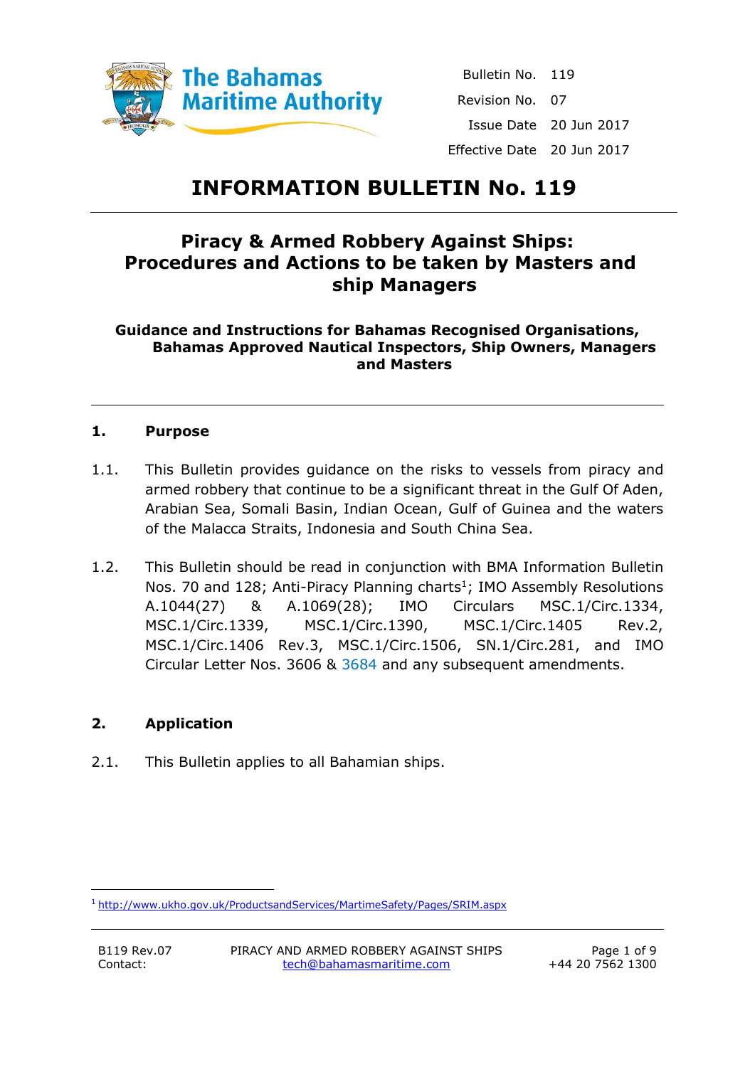The Bahamas Maritime Authority

| | |
|---|---|
| Bulletin No. | 119 |
| Revision No. | 07 |
| Issue Date | 20 Jun 2017 |
| Effective Date | 20 Jun 2017 |

# INFORMATION BULLETIN No. 119

## Piracy & Armed Robbery Against Ships: Procedures and Actions to be taken by Masters and ship Managers

**Guidance and Instructions for Bahamas Recognised Organisations, Bahamas Approved Nautical Inspectors, Ship Owners, Managers and Masters**

### 1. Purpose

1.1. This Bulletin provides guidance on the risks to vessels from piracy and armed robbery that continue to be a significant threat in the Gulf Of Aden, Arabian Sea, Somali Basin, Indian Ocean, Gulf of Guinea and the waters of the Malacca Straits, Indonesia and South China Sea.

1.2. This Bulletin should be read in conjunction with BMA Information Bulletin Nos. 70 and 128; Anti-Piracy Planning charts[1]; IMO Assembly Resolutions A.1044(27) & A.1069(28); IMO Circulars MSC.1/Circ.1334, MSC.1/Circ.1339, MSC.1/Circ.1390, MSC.1/Circ.1405 Rev.2, MSC.1/Circ.1406 Rev.3, MSC.1/Circ.1506, SN.1/Circ.281, and IMO Circular Letter Nos. 3606 & 3684 and any subsequent amendments.

### 2. Application

2.1. This Bulletin applies to all Bahamian ships.

[1] http://www.ukho.gov.uk/ProductsandServices/MartimeSafety/Pages/SRIM.aspx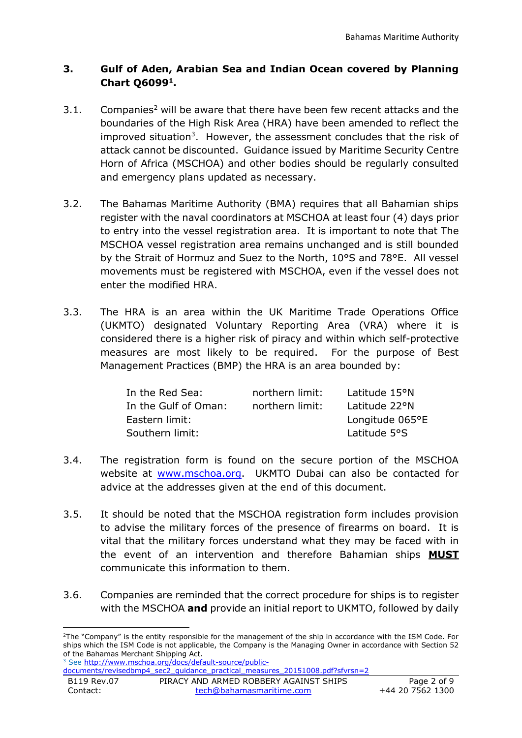### 3. Gulf of Aden, Arabian Sea and Indian Ocean covered by Planning Chart Q6099[1].

3.1. Companies[2] will be aware that there have been few recent attacks and the boundaries of the High Risk Area (HRA) have been amended to reflect the improved situation[3]. However, the assessment concludes that the risk of attack cannot be discounted. Guidance issued by Maritime Security Centre Horn of Africa (MSCHOA) and other bodies should be regularly consulted and emergency plans updated as necessary.

3.2. The Bahamas Maritime Authority (BMA) requires that all Bahamian ships register with the naval coordinators at MSCHOA at least four (4) days prior to entry into the vessel registration area. It is important to note that The MSCHOA vessel registration area remains unchanged and is still bounded by the Strait of Hormuz and Suez to the North, 10°S and 78°E. All vessel movements must be registered with MSCHOA, even if the vessel does not enter the modified HRA.

3.3. The HRA is an area within the UK Maritime Trade Operations Office (UKMTO) designated Voluntary Reporting Area (VRA) where it is considered there is a higher risk of piracy and within which self-protective measures are most likely to be required. For the purpose of Best Management Practices (BMP) the HRA is an area bounded by:

| | | |
|---|---|---|
| In the Red Sea: | northern limit: | Latitude 15°N |
| In the Gulf of Oman: | northern limit: | Latitude 22°N |
| Eastern limit: | | Longitude 065°E |
| Southern limit: | | Latitude 5°S |

3.4. The registration form is found on the secure portion of the MSCHOA website at www.mschoa.org. UKMTO Dubai can also be contacted for advice at the addresses given at the end of this document.

3.5. It should be noted that the MSCHOA registration form includes provision to advise the military forces of the presence of firearms on board. It is vital that the military forces understand what they may be faced with in the event of an intervention and therefore Bahamian ships **MUST** communicate this information to them.

3.6. Companies are reminded that the correct procedure for ships is to register with the MSCHOA **and** provide an initial report to UKMTO, followed by daily

---

[2] The "Company" is the entity responsible for the management of the ship in accordance with the ISM Code. For ships which the ISM Code is not applicable, the Company is the Managing Owner in accordance with Section 52 of the Bahamas Merchant Shipping Act.

[3] See http://www.mschoa.org/docs/default-source/public-documents/revisedbmp4_sec2_guidance_practical_measures_20151008.pdf?sfvrsn=2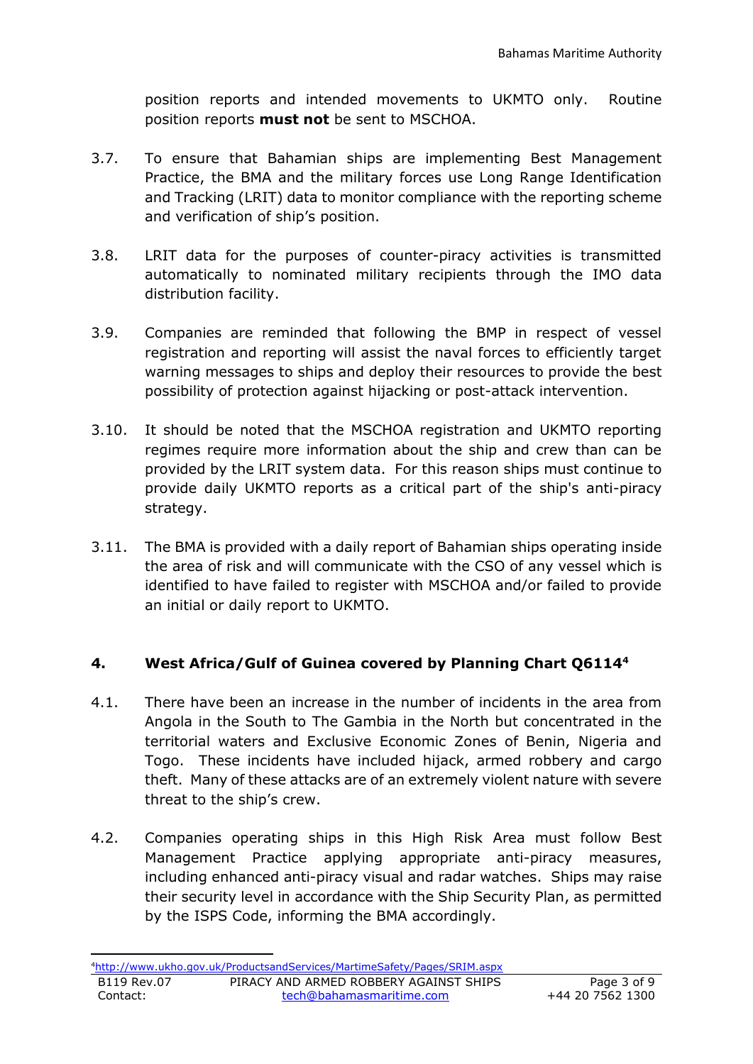position reports and intended movements to UKMTO only. Routine position reports **must not** be sent to MSCHOA.

3.7. To ensure that Bahamian ships are implementing Best Management Practice, the BMA and the military forces use Long Range Identification and Tracking (LRIT) data to monitor compliance with the reporting scheme and verification of ship's position.

3.8. LRIT data for the purposes of counter-piracy activities is transmitted automatically to nominated military recipients through the IMO data distribution facility.

3.9. Companies are reminded that following the BMP in respect of vessel registration and reporting will assist the naval forces to efficiently target warning messages to ships and deploy their resources to provide the best possibility of protection against hijacking or post-attack intervention.

3.10. It should be noted that the MSCHOA registration and UKMTO reporting regimes require more information about the ship and crew than can be provided by the LRIT system data. For this reason ships must continue to provide daily UKMTO reports as a critical part of the ship's anti-piracy strategy.

3.11. The BMA is provided with a daily report of Bahamian ships operating inside the area of risk and will communicate with the CSO of any vessel which is identified to have failed to register with MSCHOA and/or failed to provide an initial or daily report to UKMTO.

## 4. West Africa/Gulf of Guinea covered by Planning Chart Q6114[4]

4.1. There have been an increase in the number of incidents in the area from Angola in the South to The Gambia in the North but concentrated in the territorial waters and Exclusive Economic Zones of Benin, Nigeria and Togo. These incidents have included hijack, armed robbery and cargo theft. Many of these attacks are of an extremely violent nature with severe threat to the ship's crew.

4.2. Companies operating ships in this High Risk Area must follow Best Management Practice applying appropriate anti-piracy measures, including enhanced anti-piracy visual and radar watches. Ships may raise their security level in accordance with the Ship Security Plan, as permitted by the ISPS Code, informing the BMA accordingly.

[4] http://www.ukho.gov.uk/ProductsandServices/MartimeSafety/Pages/SRIM.aspx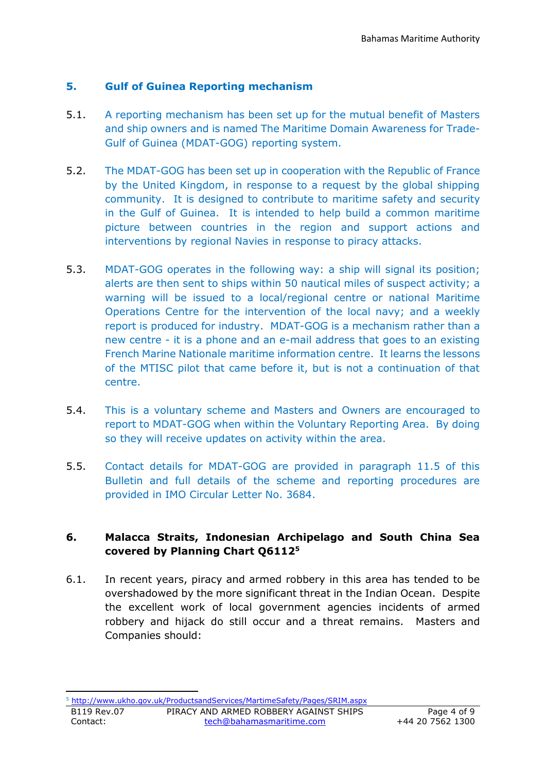## 5. Gulf of Guinea Reporting mechanism

5.1. A reporting mechanism has been set up for the mutual benefit of Masters and ship owners and is named The Maritime Domain Awareness for Trade-Gulf of Guinea (MDAT-GOG) reporting system.

5.2. The MDAT-GOG has been set up in cooperation with the Republic of France by the United Kingdom, in response to a request by the global shipping community. It is designed to contribute to maritime safety and security in the Gulf of Guinea. It is intended to help build a common maritime picture between countries in the region and support actions and interventions by regional Navies in response to piracy attacks.

5.3. MDAT-GOG operates in the following way: a ship will signal its position; alerts are then sent to ships within 50 nautical miles of suspect activity; a warning will be issued to a local/regional centre or national Maritime Operations Centre for the intervention of the local navy; and a weekly report is produced for industry. MDAT-GOG is a mechanism rather than a new centre - it is a phone and an e-mail address that goes to an existing French Marine Nationale maritime information centre. It learns the lessons of the MTISC pilot that came before it, but is not a continuation of that centre.

5.4. This is a voluntary scheme and Masters and Owners are encouraged to report to MDAT-GOG when within the Voluntary Reporting Area. By doing so they will receive updates on activity within the area.

5.5. Contact details for MDAT-GOG are provided in paragraph 11.5 of this Bulletin and full details of the scheme and reporting procedures are provided in IMO Circular Letter No. 3684.

## 6. Malacca Straits, Indonesian Archipelago and South China Sea covered by Planning Chart Q6112[5]

6.1. In recent years, piracy and armed robbery in this area has tended to be overshadowed by the more significant threat in the Indian Ocean. Despite the excellent work of local government agencies incidents of armed robbery and hijack do still occur and a threat remains. Masters and Companies should:

[5] http://www.ukho.gov.uk/ProductsandServices/MartimeSafety/Pages/SRIM.aspx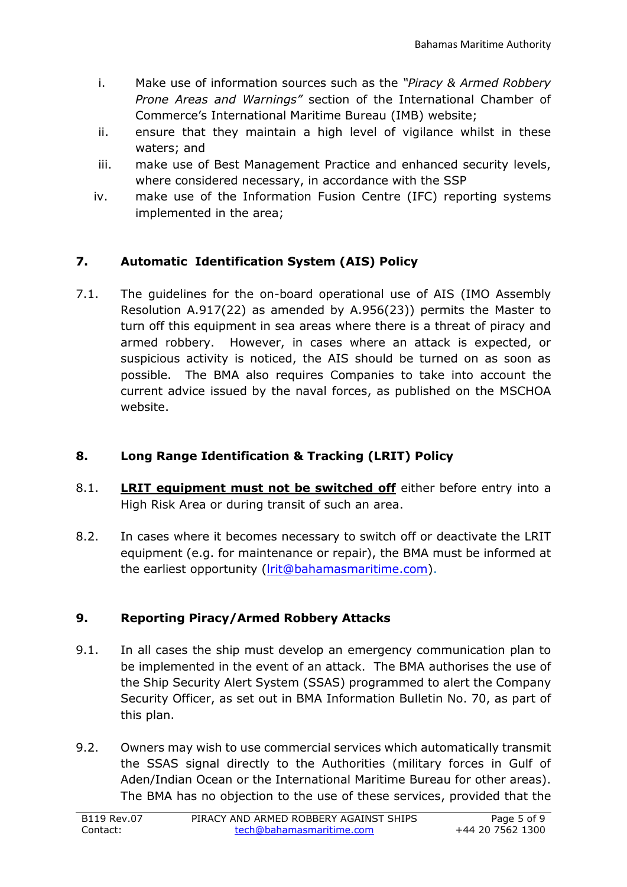i. Make use of information sources such as the *"Piracy & Armed Robbery Prone Areas and Warnings"* section of the International Chamber of Commerce's International Maritime Bureau (IMB) website;
ii. ensure that they maintain a high level of vigilance whilst in these waters; and
iii. make use of Best Management Practice and enhanced security levels, where considered necessary, in accordance with the SSP
iv. make use of the Information Fusion Centre (IFC) reporting systems implemented in the area;

## 7. Automatic Identification System (AIS) Policy

7.1. The guidelines for the on-board operational use of AIS (IMO Assembly Resolution A.917(22) as amended by A.956(23)) permits the Master to turn off this equipment in sea areas where there is a threat of piracy and armed robbery. However, in cases where an attack is expected, or suspicious activity is noticed, the AIS should be turned on as soon as possible. The BMA also requires Companies to take into account the current advice issued by the naval forces, as published on the MSCHOA website.

## 8. Long Range Identification & Tracking (LRIT) Policy

8.1. **LRIT equipment must not be switched off** either before entry into a High Risk Area or during transit of such an area.

8.2. In cases where it becomes necessary to switch off or deactivate the LRIT equipment (e.g. for maintenance or repair), the BMA must be informed at the earliest opportunity (lrit@bahamasmaritime.com).

## 9. Reporting Piracy/Armed Robbery Attacks

9.1. In all cases the ship must develop an emergency communication plan to be implemented in the event of an attack. The BMA authorises the use of the Ship Security Alert System (SSAS) programmed to alert the Company Security Officer, as set out in BMA Information Bulletin No. 70, as part of this plan.

9.2. Owners may wish to use commercial services which automatically transmit the SSAS signal directly to the Authorities (military forces in Gulf of Aden/Indian Ocean or the International Maritime Bureau for other areas). The BMA has no objection to the use of these services, provided that the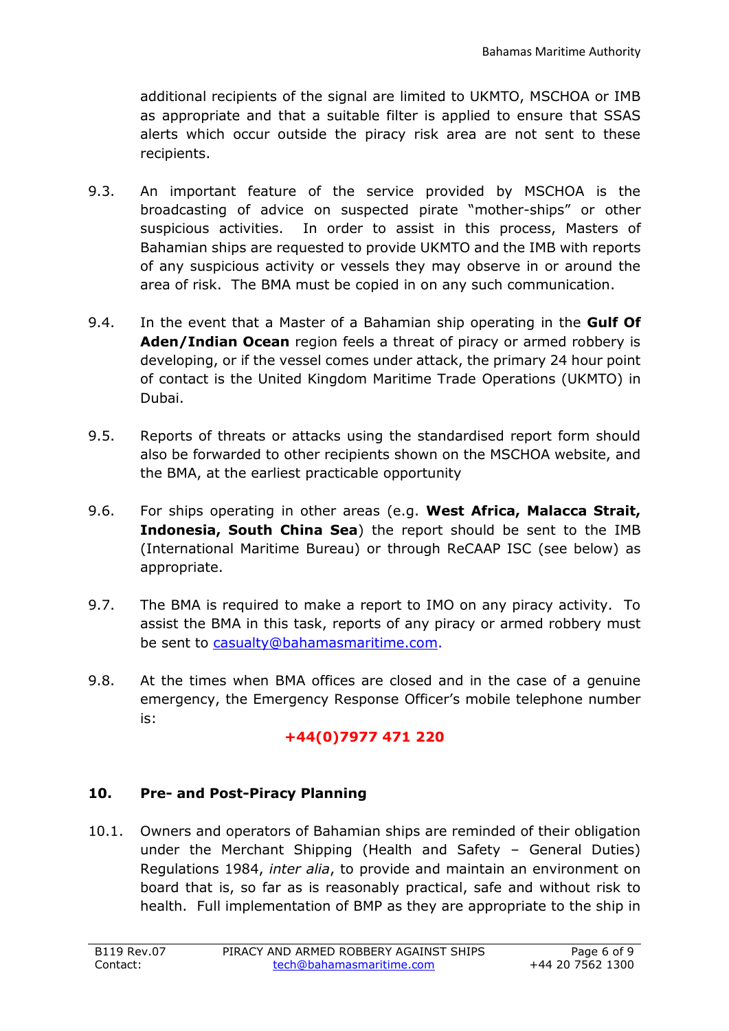additional recipients of the signal are limited to UKMTO, MSCHOA or IMB as appropriate and that a suitable filter is applied to ensure that SSAS alerts which occur outside the piracy risk area are not sent to these recipients.

9.3. An important feature of the service provided by MSCHOA is the broadcasting of advice on suspected pirate "mother-ships" or other suspicious activities. In order to assist in this process, Masters of Bahamian ships are requested to provide UKMTO and the IMB with reports of any suspicious activity or vessels they may observe in or around the area of risk. The BMA must be copied in on any such communication.

9.4. In the event that a Master of a Bahamian ship operating in the **Gulf Of Aden/Indian Ocean** region feels a threat of piracy or armed robbery is developing, or if the vessel comes under attack, the primary 24 hour point of contact is the United Kingdom Maritime Trade Operations (UKMTO) in Dubai.

9.5. Reports of threats or attacks using the standardised report form should also be forwarded to other recipients shown on the MSCHOA website, and the BMA, at the earliest practicable opportunity

9.6. For ships operating in other areas (e.g. **West Africa, Malacca Strait, Indonesia, South China Sea**) the report should be sent to the IMB (International Maritime Bureau) or through ReCAAP ISC (see below) as appropriate.

9.7. The BMA is required to make a report to IMO on any piracy activity. To assist the BMA in this task, reports of any piracy or armed robbery must be sent to casualty@bahamasmaritime.com.

9.8. At the times when BMA offices are closed and in the case of a genuine emergency, the Emergency Response Officer's mobile telephone number is:

**+44(0)7977 471 220**

## 10. Pre- and Post-Piracy Planning

10.1. Owners and operators of Bahamian ships are reminded of their obligation under the Merchant Shipping (Health and Safety – General Duties) Regulations 1984, *inter alia*, to provide and maintain an environment on board that is, so far as is reasonably practical, safe and without risk to health. Full implementation of BMP as they are appropriate to the ship in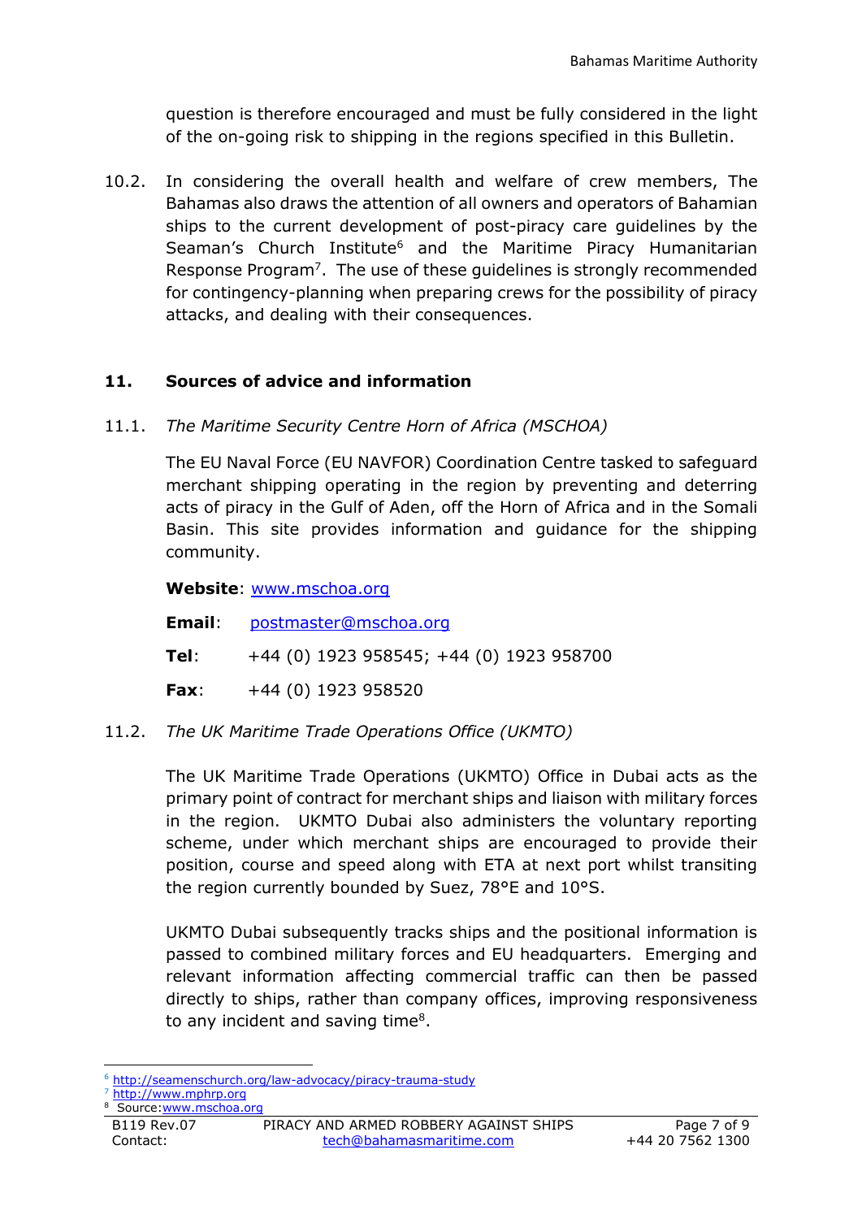question is therefore encouraged and must be fully considered in the light of the on-going risk to shipping in the regions specified in this Bulletin.

10.2. In considering the overall health and welfare of crew members, The Bahamas also draws the attention of all owners and operators of Bahamian ships to the current development of post-piracy care guidelines by the Seaman's Church Institute[6] and the Maritime Piracy Humanitarian Response Program[7]. The use of these guidelines is strongly recommended for contingency-planning when preparing crews for the possibility of piracy attacks, and dealing with their consequences.

## 11. Sources of advice and information

11.1. *The Maritime Security Centre Horn of Africa (MSCHOA)*

The EU Naval Force (EU NAVFOR) Coordination Centre tasked to safeguard merchant shipping operating in the region by preventing and deterring acts of piracy in the Gulf of Aden, off the Horn of Africa and in the Somali Basin. This site provides information and guidance for the shipping community.

**Website**: www.mschoa.org

**Email**: postmaster@mschoa.org

**Tel**: +44 (0) 1923 958545; +44 (0) 1923 958700

**Fax**: +44 (0) 1923 958520

11.2. *The UK Maritime Trade Operations Office (UKMTO)*

The UK Maritime Trade Operations (UKMTO) Office in Dubai acts as the primary point of contract for merchant ships and liaison with military forces in the region. UKMTO Dubai also administers the voluntary reporting scheme, under which merchant ships are encouraged to provide their position, course and speed along with ETA at next port whilst transiting the region currently bounded by Suez, 78°E and 10°S.

UKMTO Dubai subsequently tracks ships and the positional information is passed to combined military forces and EU headquarters. Emerging and relevant information affecting commercial traffic can then be passed directly to ships, rather than company offices, improving responsiveness to any incident and saving time[8].

---

[6] http://seamenschurch.org/law-advocacy/piracy-trauma-study

[7] http://www.mphrp.org

[8] Source: www.mschoa.org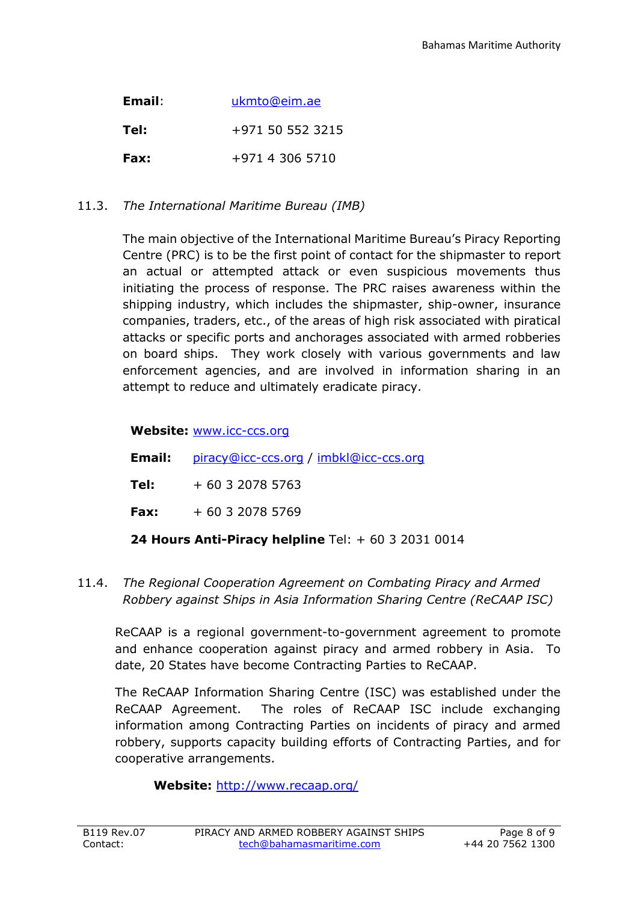**Email**: ukmto@eim.ae

**Tel:** +971 50 552 3215

**Fax:** +971 4 306 5710

11.3. *The International Maritime Bureau (IMB)*

The main objective of the International Maritime Bureau's Piracy Reporting Centre (PRC) is to be the first point of contact for the shipmaster to report an actual or attempted attack or even suspicious movements thus initiating the process of response. The PRC raises awareness within the shipping industry, which includes the shipmaster, ship-owner, insurance companies, traders, etc., of the areas of high risk associated with piratical attacks or specific ports and anchorages associated with armed robberies on board ships. They work closely with various governments and law enforcement agencies, and are involved in information sharing in an attempt to reduce and ultimately eradicate piracy.

**Website:** www.icc-ccs.org

**Email:** piracy@icc-ccs.org / imbkl@icc-ccs.org

**Tel:** + 60 3 2078 5763

**Fax:** + 60 3 2078 5769

**24 Hours Anti-Piracy helpline** Tel: + 60 3 2031 0014

11.4. *The Regional Cooperation Agreement on Combating Piracy and Armed Robbery against Ships in Asia Information Sharing Centre (ReCAAP ISC)*

ReCAAP is a regional government-to-government agreement to promote and enhance cooperation against piracy and armed robbery in Asia. To date, 20 States have become Contracting Parties to ReCAAP.

The ReCAAP Information Sharing Centre (ISC) was established under the ReCAAP Agreement. The roles of ReCAAP ISC include exchanging information among Contracting Parties on incidents of piracy and armed robbery, supports capacity building efforts of Contracting Parties, and for cooperative arrangements.

**Website:** http://www.recaap.org/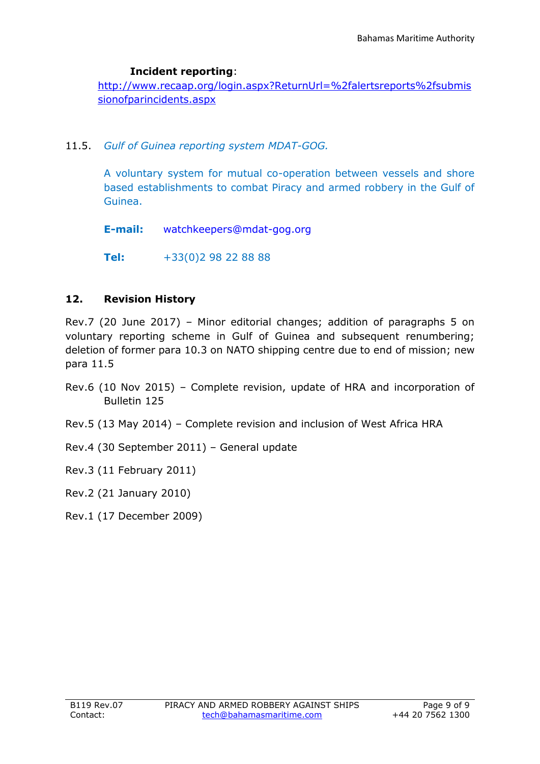**Incident reporting**: http://www.recaap.org/login.aspx?ReturnUrl=%2falertsreports%2fsubmissionofparincidents.aspx

11.5. *Gulf of Guinea reporting system MDAT-GOG.*

A voluntary system for mutual co-operation between vessels and shore based establishments to combat Piracy and armed robbery in the Gulf of Guinea.

**E-mail:** watchkeepers@mdat-gog.org

**Tel:** +33(0)2 98 22 88 88

## 12. Revision History

Rev.7 (20 June 2017) – Minor editorial changes; addition of paragraphs 5 on voluntary reporting scheme in Gulf of Guinea and subsequent renumbering; deletion of former para 10.3 on NATO shipping centre due to end of mission; new para 11.5

Rev.6 (10 Nov 2015) – Complete revision, update of HRA and incorporation of Bulletin 125

Rev.5 (13 May 2014) – Complete revision and inclusion of West Africa HRA

Rev.4 (30 September 2011) – General update

Rev.3 (11 February 2011)

Rev.2 (21 January 2010)

Rev.1 (17 December 2009)